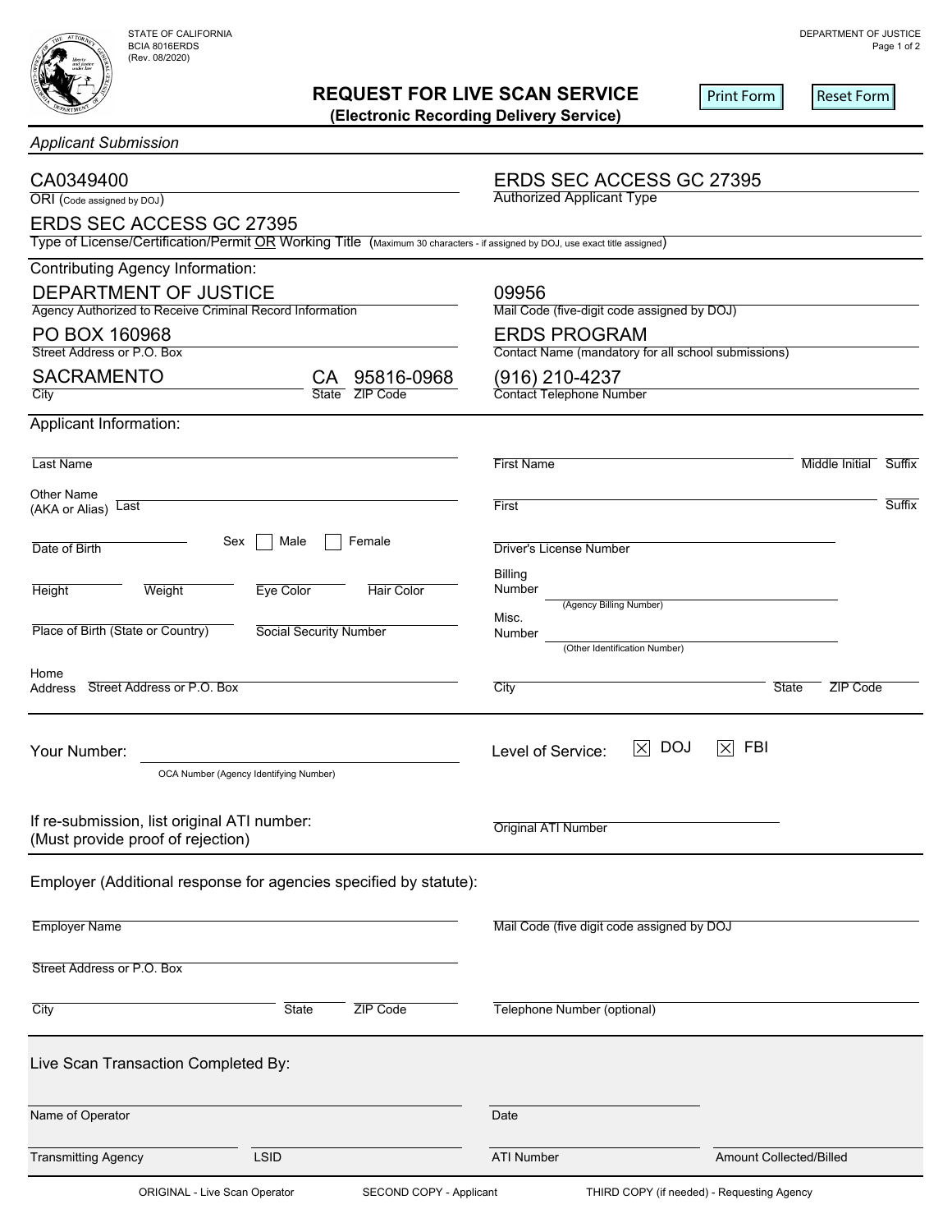STATE OF CALIFORNIA
BCIA 8016ERDS
(Rev. 08/2020)

DEPARTMENT OF JUSTICE

# REQUEST FOR LIVE SCAN SERVICE
## (Electronic Recording Delivery Service)

Print Form | Reset Form

*Applicant Submission*

| | |
|---|---|
| CA0349400 | ERDS SEC ACCESS GC 27395 |
| ORI (Code assigned by DOJ) | Authorized Applicant Type |

ERDS SEC ACCESS GC 27395
Type of License/Certification/Permit OR Working Title (Maximum 30 characters - if assigned by DOJ, use exact title assigned)

**Contributing Agency Information:**

| | |
|---|---|
| DEPARTMENT OF JUSTICE | 09956 |
| Agency Authorized to Receive Criminal Record Information | Mail Code (five-digit code assigned by DOJ) |
| PO BOX 160968 | ERDS PROGRAM |
| Street Address or P.O. Box | Contact Name (mandatory for all school submissions) |
| SACRAMENTO CA 95816-0968 | (916) 210-4237 |
| City State ZIP Code | Contact Telephone Number |

**Applicant Information:**

Last Name: ______ First Name: ______ Middle Initial: ______ Suffix: ______

Other Name (AKA or Alias) Last: ______ First: ______ Suffix: ______

Date of Birth: ______ Sex ☐ Male ☐ Female Driver's License Number: ______

Height: ______ Weight: ______ Eye Color: ______ Hair Color: ______

Billing Number: ______ (Agency Billing Number)

Place of Birth (State or Country): ______ Social Security Number: ______

Misc. Number: ______ (Other Identification Number)

Home Address: Street Address or P.O. Box: ______ City: ______ State: ______ ZIP Code: ______

Your Number: ______ OCA Number (Agency Identifying Number)

Level of Service: ☒ DOJ ☒ FBI

If re-submission, list original ATI number:
(Must provide proof of rejection)

Original ATI Number: ______

**Employer (Additional response for agencies specified by statute):**

Employer Name: ______ Mail Code (five digit code assigned by DOJ: ______

Street Address or P.O. Box: ______

City: ______ State: ______ ZIP Code: ______ Telephone Number (optional): ______

**Live Scan Transaction Completed By:**

Name of Operator: ______ Date: ______

Transmitting Agency: ______ LSID: ______ ATI Number: ______ Amount Collected/Billed: ______

ORIGINAL - Live Scan Operator SECOND COPY - Applicant THIRD COPY (if needed) - Requesting Agency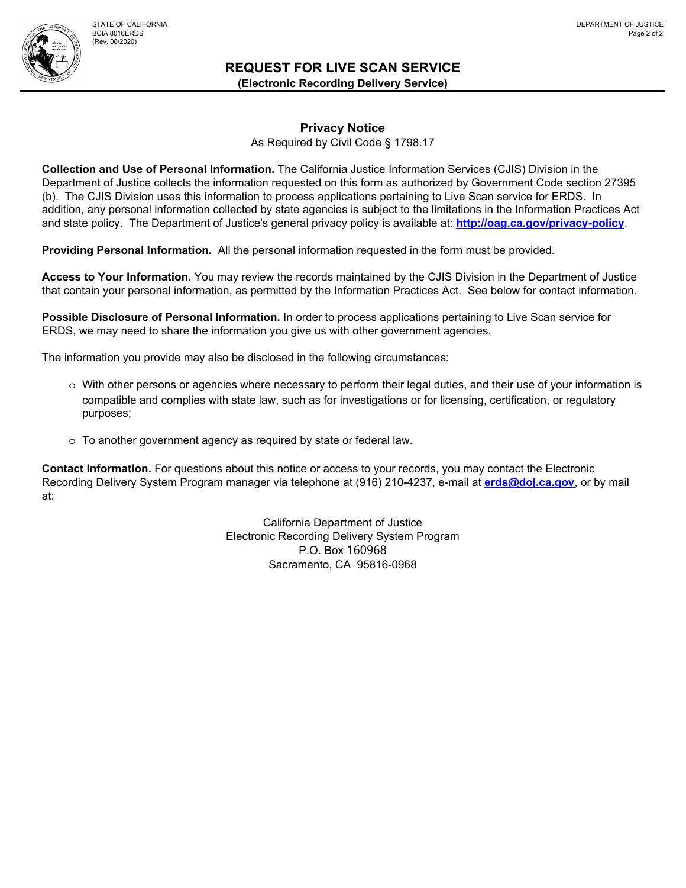# REQUEST FOR LIVE SCAN SERVICE

**(Electronic Recording Delivery Service)**

## Privacy Notice

As Required by Civil Code § 1798.17

**Collection and Use of Personal Information.** The California Justice Information Services (CJIS) Division in the Department of Justice collects the information requested on this form as authorized by Government Code section 27395 (b). The CJIS Division uses this information to process applications pertaining to Live Scan service for ERDS. In addition, any personal information collected by state agencies is subject to the limitations in the Information Practices Act and state policy. The Department of Justice's general privacy policy is available at: **http://oag.ca.gov/privacy-policy**.

**Providing Personal Information.** All the personal information requested in the form must be provided.

**Access to Your Information.** You may review the records maintained by the CJIS Division in the Department of Justice that contain your personal information, as permitted by the Information Practices Act. See below for contact information.

**Possible Disclosure of Personal Information.** In order to process applications pertaining to Live Scan service for ERDS, we may need to share the information you give us with other government agencies.

The information you provide may also be disclosed in the following circumstances:

- With other persons or agencies where necessary to perform their legal duties, and their use of your information is compatible and complies with state law, such as for investigations or for licensing, certification, or regulatory purposes;
- To another government agency as required by state or federal law.

**Contact Information.** For questions about this notice or access to your records, you may contact the Electronic Recording Delivery System Program manager via telephone at (916) 210-4237, e-mail at **erds@doj.ca.gov**, or by mail at:

California Department of Justice
Electronic Recording Delivery System Program
P.O. Box 160968
Sacramento, CA 95816-0968